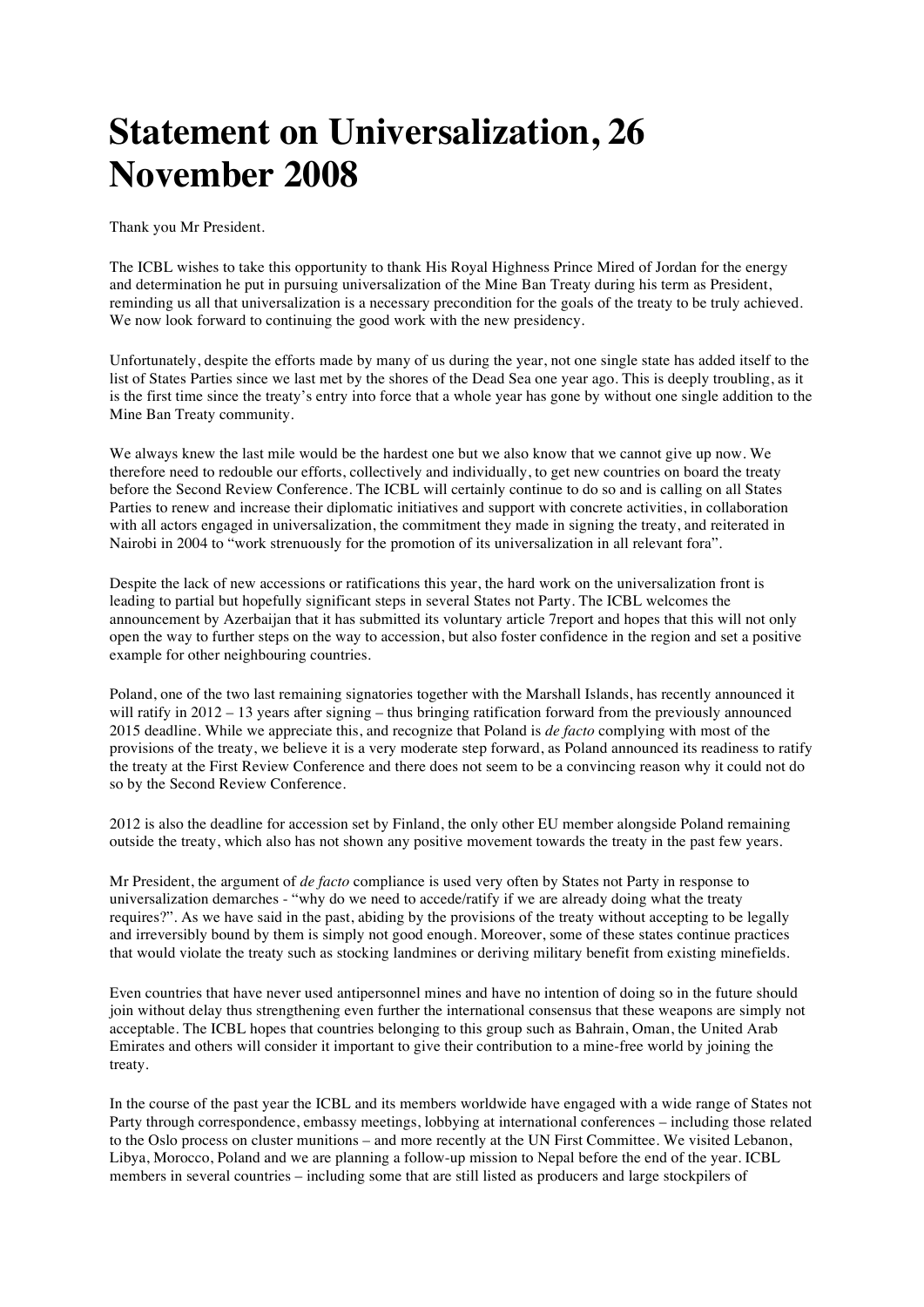# Statement on Universalization, 26 November 2008

Thank you Mr President.

The ICBL wishes to take this opportunity to thank His Royal Highness Prince Mired of Jordan for the energy and determination he put in pursuing universalization of the Mine Ban Treaty during his term as President, reminding us all that universalization is a necessary precondition for the goals of the treaty to be truly achieved. We now look forward to continuing the good work with the new presidency.

Unfortunately, despite the efforts made by many of us during the year, not one single state has added itself to the list of States Parties since we last met by the shores of the Dead Sea one year ago. This is deeply troubling, as it is the first time since the treaty's entry into force that a whole year has gone by without one single addition to the Mine Ban Treaty community.

We always knew the last mile would be the hardest one but we also know that we cannot give up now. We therefore need to redouble our efforts, collectively and individually, to get new countries on board the treaty before the Second Review Conference. The ICBL will certainly continue to do so and is calling on all States Parties to renew and increase their diplomatic initiatives and support with concrete activities, in collaboration with all actors engaged in universalization, the commitment they made in signing the treaty, and reiterated in Nairobi in 2004 to "work strenuously for the promotion of its universalization in all relevant fora".

Despite the lack of new accessions or ratifications this year, the hard work on the universalization front is leading to partial but hopefully significant steps in several States not Party. The ICBL welcomes the announcement by Azerbaijan that it has submitted its voluntary article 7report and hopes that this will not only open the way to further steps on the way to accession, but also foster confidence in the region and set a positive example for other neighbouring countries.

Poland, one of the two last remaining signatories together with the Marshall Islands, has recently announced it will ratify in 2012 – 13 years after signing – thus bringing ratification forward from the previously announced 2015 deadline. While we appreciate this, and recognize that Poland is *de facto* complying with most of the provisions of the treaty, we believe it is a very moderate step forward, as Poland announced its readiness to ratify the treaty at the First Review Conference and there does not seem to be a convincing reason why it could not do so by the Second Review Conference.

2012 is also the deadline for accession set by Finland, the only other EU member alongside Poland remaining outside the treaty, which also has not shown any positive movement towards the treaty in the past few years.

Mr President, the argument of *de facto* compliance is used very often by States not Party in response to universalization demarches - "why do we need to accede/ratify if we are already doing what the treaty requires?". As we have said in the past, abiding by the provisions of the treaty without accepting to be legally and irreversibly bound by them is simply not good enough. Moreover, some of these states continue practices that would violate the treaty such as stocking landmines or deriving military benefit from existing minefields.

Even countries that have never used antipersonnel mines and have no intention of doing so in the future should join without delay thus strengthening even further the international consensus that these weapons are simply not acceptable. The ICBL hopes that countries belonging to this group such as Bahrain, Oman, the United Arab Emirates and others will consider it important to give their contribution to a mine-free world by joining the treaty.

In the course of the past year the ICBL and its members worldwide have engaged with a wide range of States not Party through correspondence, embassy meetings, lobbying at international conferences – including those related to the Oslo process on cluster munitions – and more recently at the UN First Committee. We visited Lebanon, Libya, Morocco, Poland and we are planning a follow-up mission to Nepal before the end of the year. ICBL members in several countries – including some that are still listed as producers and large stockpilers of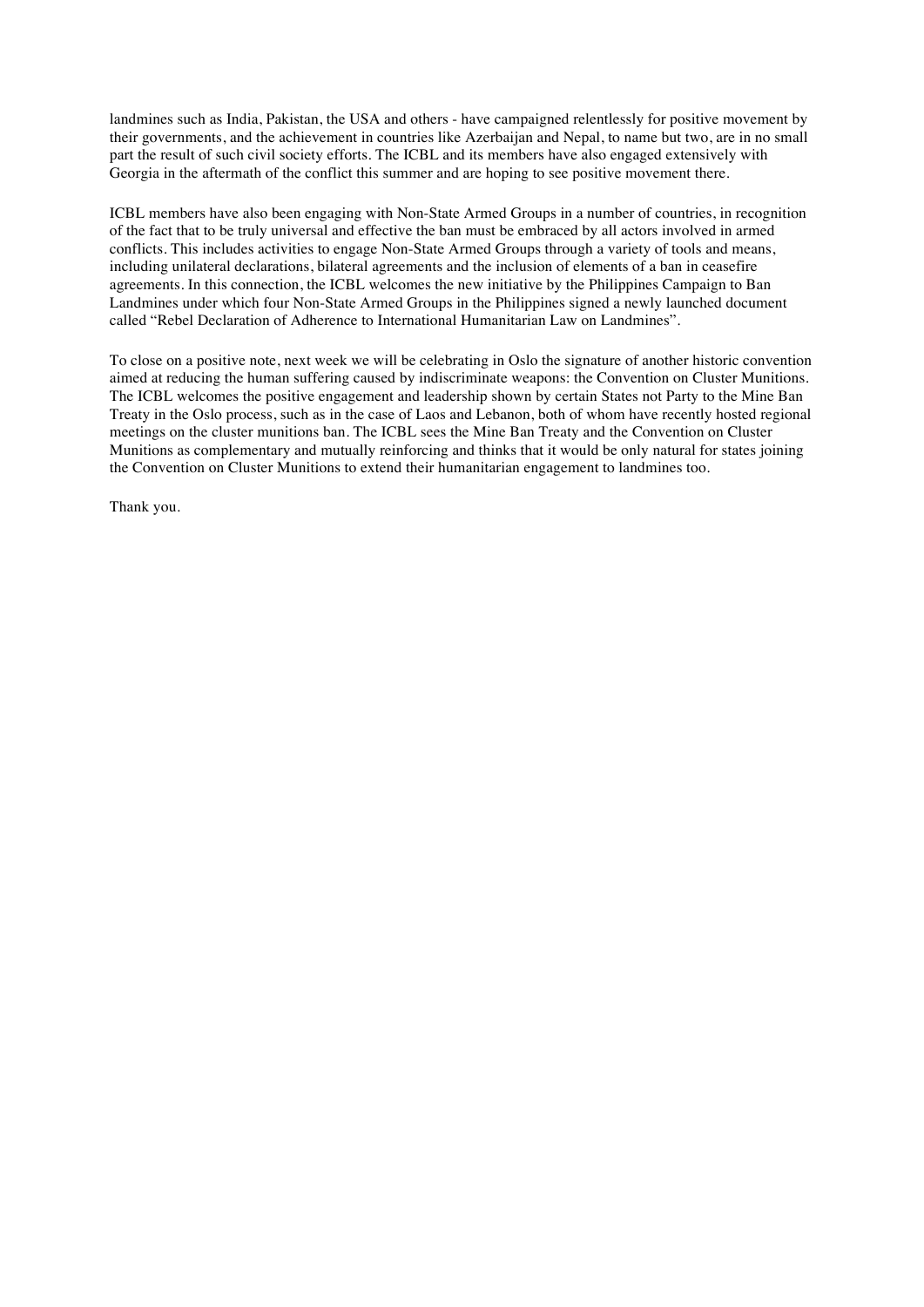landmines such as India, Pakistan, the USA and others - have campaigned relentlessly for positive movement by their governments, and the achievement in countries like Azerbaijan and Nepal, to name but two, are in no small part the result of such civil society efforts. The ICBL and its members have also engaged extensively with Georgia in the aftermath of the conflict this summer and are hoping to see positive movement there.

ICBL members have also been engaging with Non-State Armed Groups in a number of countries, in recognition of the fact that to be truly universal and effective the ban must be embraced by all actors involved in armed conflicts. This includes activities to engage Non-State Armed Groups through a variety of tools and means, including unilateral declarations, bilateral agreements and the inclusion of elements of a ban in ceasefire agreements. In this connection, the ICBL welcomes the new initiative by the Philippines Campaign to Ban Landmines under which four Non-State Armed Groups in the Philippines signed a newly launched document called "Rebel Declaration of Adherence to International Humanitarian Law on Landmines".

To close on a positive note, next week we will be celebrating in Oslo the signature of another historic convention aimed at reducing the human suffering caused by indiscriminate weapons: the Convention on Cluster Munitions. The ICBL welcomes the positive engagement and leadership shown by certain States not Party to the Mine Ban Treaty in the Oslo process, such as in the case of Laos and Lebanon, both of whom have recently hosted regional meetings on the cluster munitions ban. The ICBL sees the Mine Ban Treaty and the Convention on Cluster Munitions as complementary and mutually reinforcing and thinks that it would be only natural for states joining the Convention on Cluster Munitions to extend their humanitarian engagement to landmines too.

Thank you.